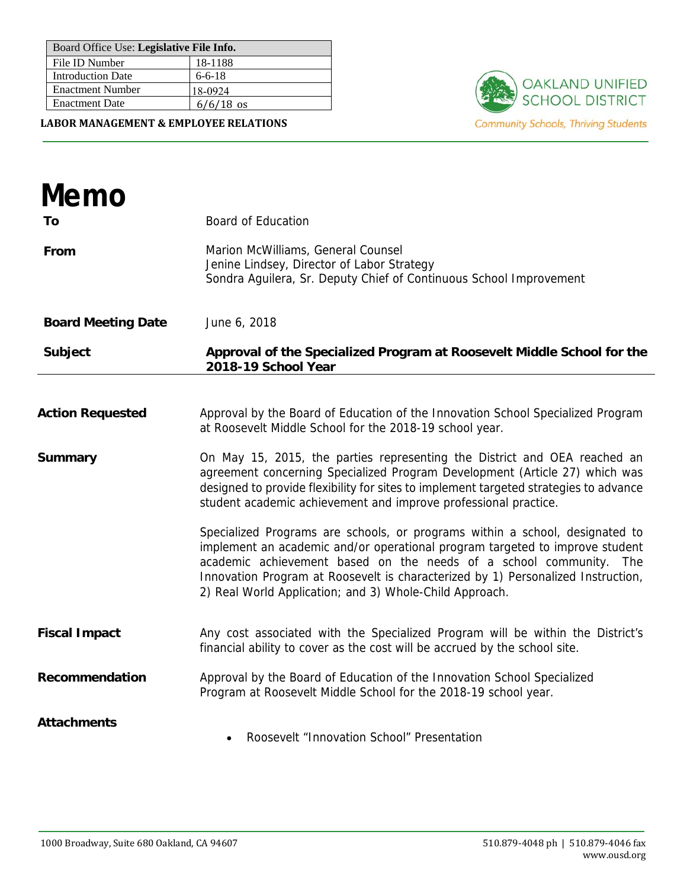| Board Office Use: **Legislative File Info.** | |
|---|---|
| File ID Number | 18-1188 |
| Introduction Date | 6-6-18 |
| Enactment Number | 18-0924 |
| Enactment Date | 6/6/18 os |

**LABOR MANAGEMENT & EMPLOYEE RELATIONS**

OAKLAND UNIFIED SCHOOL DISTRICT

*Community Schools, Thriving Students*

# Memo

**To** Board of Education

**From** Marion McWilliams, General Counsel
Jenine Lindsey, Director of Labor Strategy
Sondra Aguilera, Sr. Deputy Chief of Continuous School Improvement

**Board Meeting Date** June 6, 2018

**Subject** **Approval of the Specialized Program at Roosevelt Middle School for the 2018-19 School Year**

---

**Action Requested**

Approval by the Board of Education of the Innovation School Specialized Program at Roosevelt Middle School for the 2018-19 school year.

**Summary**

On May 15, 2015, the parties representing the District and OEA reached an agreement concerning Specialized Program Development (Article 27) which was designed to provide flexibility for sites to implement targeted strategies to advance student academic achievement and improve professional practice.

Specialized Programs are schools, or programs within a school, designated to implement an academic and/or operational program targeted to improve student academic achievement based on the needs of a school community. The Innovation Program at Roosevelt is characterized by 1) Personalized Instruction, 2) Real World Application; and 3) Whole-Child Approach.

**Fiscal Impact**

Any cost associated with the Specialized Program will be within the District's financial ability to cover as the cost will be accrued by the school site.

**Recommendation**

Approval by the Board of Education of the Innovation School Specialized Program at Roosevelt Middle School for the 2018-19 school year.

**Attachments**

- Roosevelt "Innovation School" Presentation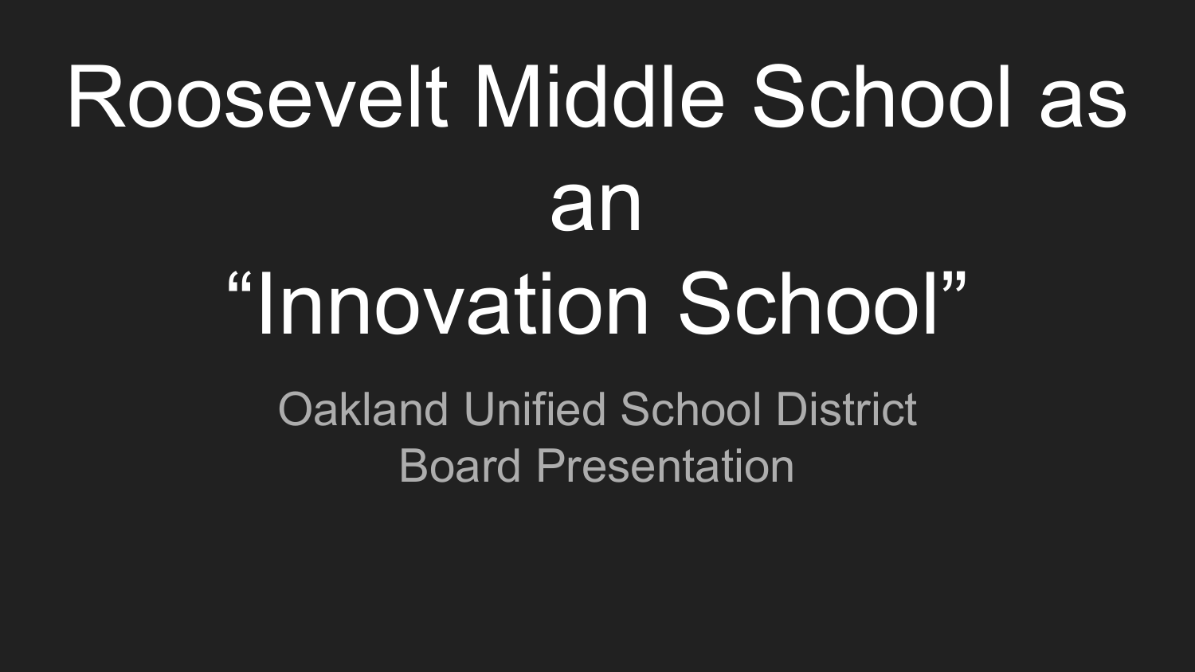# Roosevelt Middle School as an "Innovation School"

Oakland Unified School District
Board Presentation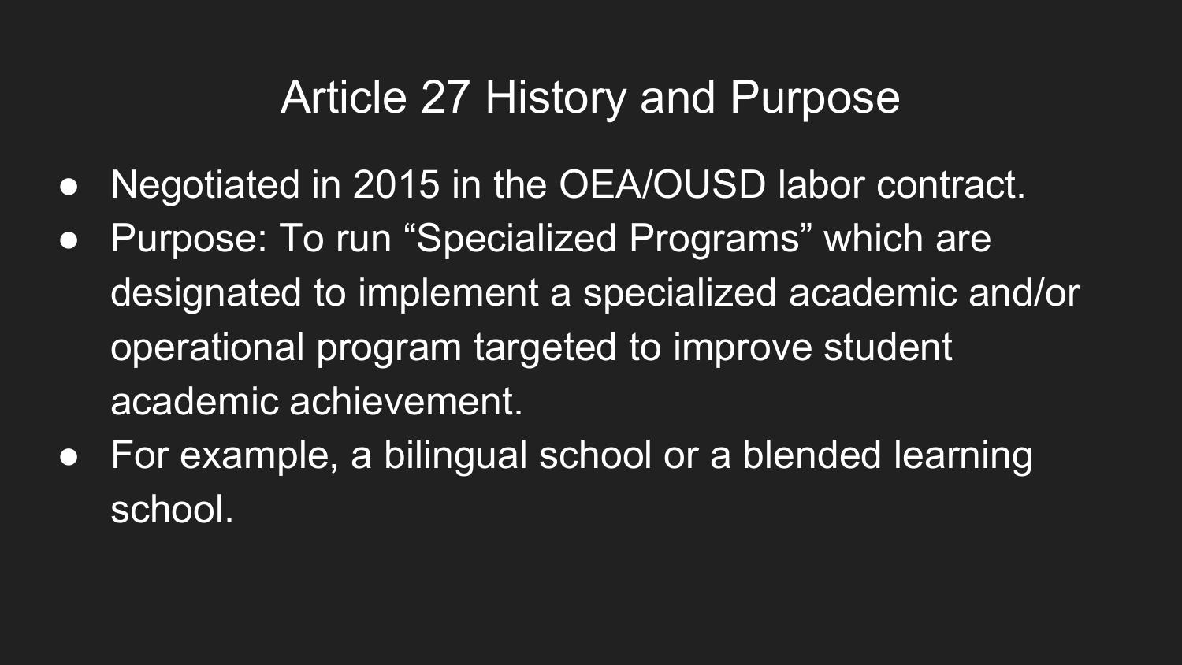# Article 27 History and Purpose

- Negotiated in 2015 in the OEA/OUSD labor contract.
- Purpose: To run “Specialized Programs” which are designated to implement a specialized academic and/or operational program targeted to improve student academic achievement.
- For example, a bilingual school or a blended learning school.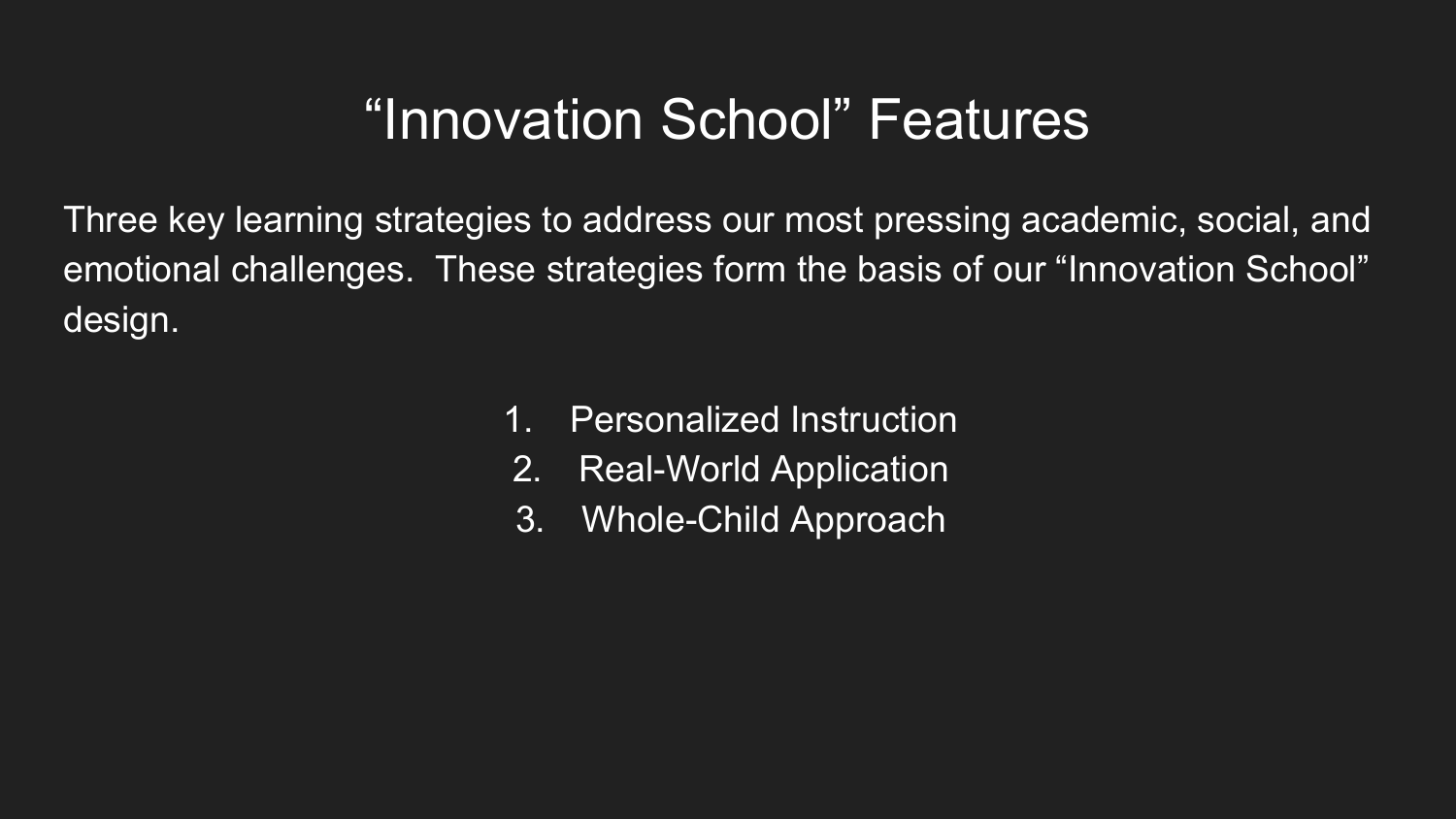# “Innovation School” Features

Three key learning strategies to address our most pressing academic, social, and emotional challenges. These strategies form the basis of our “Innovation School” design.

1. Personalized Instruction
2. Real-World Application
3. Whole-Child Approach